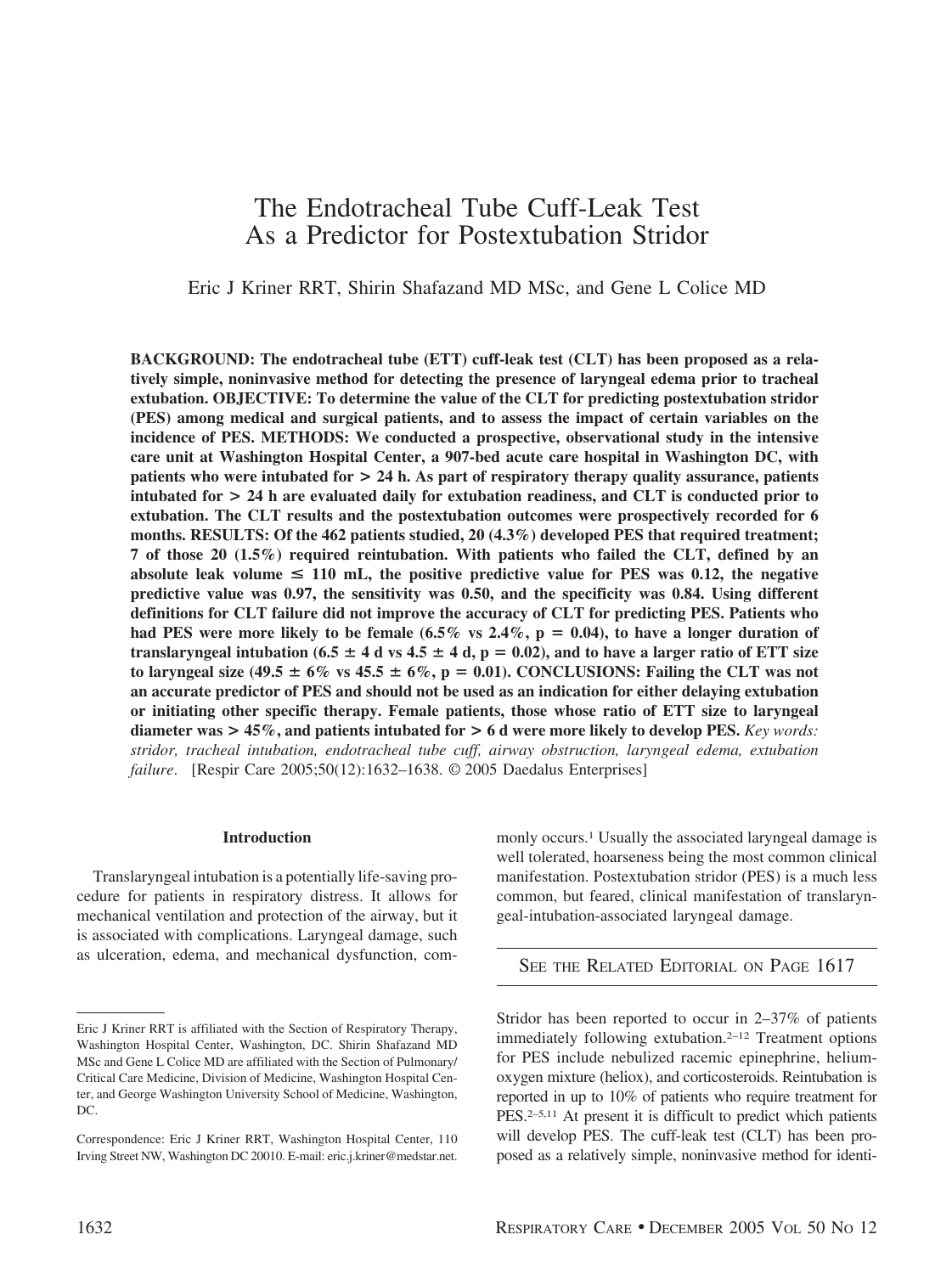# The Endotracheal Tube Cuff-Leak Test As a Predictor for Postextubation Stridor

Eric J Kriner RRT, Shirin Shafazand MD MSc, and Gene L Colice MD

**BACKGROUND: The endotracheal tube (ETT) cuff-leak test (CLT) has been proposed as a relatively simple, noninvasive method for detecting the presence of laryngeal edema prior to tracheal extubation. OBJECTIVE: To determine the value of the CLT for predicting postextubation stridor (PES) among medical and surgical patients, and to assess the impact of certain variables on the incidence of PES. METHODS: We conducted a prospective, observational study in the intensive care unit at Washington Hospital Center, a 907-bed acute care hospital in Washington DC, with patients who were intubated for > 24 h. As part of respiratory therapy quality assurance, patients intubated for > 24 h are evaluated daily for extubation readiness, and CLT is conducted prior to extubation. The CLT results and the postextubation outcomes were prospectively recorded for 6 months. RESULTS: Of the 462 patients studied, 20 (4.3%) developed PES that required treatment; 7 of those 20 (1.5%) required reintubation. With patients who failed the CLT, defined by an absolute leak volume ≤ 110 mL, the positive predictive value for PES was 0.12, the negative predictive value was 0.97, the sensitivity was 0.50, and the specificity was 0.84. Using different definitions for CLT failure did not improve the accuracy of CLT for predicting PES. Patients who had PES were more likely to be female (6.5% vs 2.4%, p = 0.04), to have a longer duration of translaryngeal intubation (6.5 ± 4 d vs 4.5 ± 4 d, p = 0.02), and to have a larger ratio of ETT size to laryngeal size (49.5 ± 6% vs 45.5 ± 6%, p = 0.01). CONCLUSIONS: Failing the CLT was not an accurate predictor of PES and should not be used as an indication for either delaying extubation or initiating other specific therapy. Female patients, those whose ratio of ETT size to laryngeal diameter was > 45%, and patients intubated for > 6 d were more likely to develop PES.** *Key words: stridor, tracheal intubation, endotracheal tube cuff, airway obstruction, laryngeal edema, extubation failure*. [Respir Care 2005;50(12):1632–1638. © 2005 Daedalus Enterprises]

## Introduction

Translaryngeal intubation is a potentially life-saving procedure for patients in respiratory distress. It allows for mechanical ventilation and protection of the airway, but it is associated with complications. Laryngeal damage, such as ulceration, edema, and mechanical dysfunction, commonly occurs.[1] Usually the associated laryngeal damage is well tolerated, hoarseness being the most common clinical manifestation. Postextubation stridor (PES) is a much less common, but feared, clinical manifestation of translaryngeal-intubation-associated laryngeal damage.

SEE THE RELATED EDITORIAL ON PAGE 1617

Stridor has been reported to occur in 2–37% of patients immediately following extubation.[2–12] Treatment options for PES include nebulized racemic epinephrine, helium-oxygen mixture (heliox), and corticosteroids. Reintubation is reported in up to 10% of patients who require treatment for PES.[2–5,11] At present it is difficult to predict which patients will develop PES. The cuff-leak test (CLT) has been proposed as a relatively simple, noninvasive method for identi-

---

Eric J Kriner RRT is affiliated with the Section of Respiratory Therapy, Washington Hospital Center, Washington, DC. Shirin Shafazand MD MSc and Gene L Colice MD are affiliated with the Section of Pulmonary/Critical Care Medicine, Division of Medicine, Washington Hospital Center, and George Washington University School of Medicine, Washington, DC.

Correspondence: Eric J Kriner RRT, Washington Hospital Center, 110 Irving Street NW, Washington DC 20010. E-mail: eric.j.kriner@medstar.net.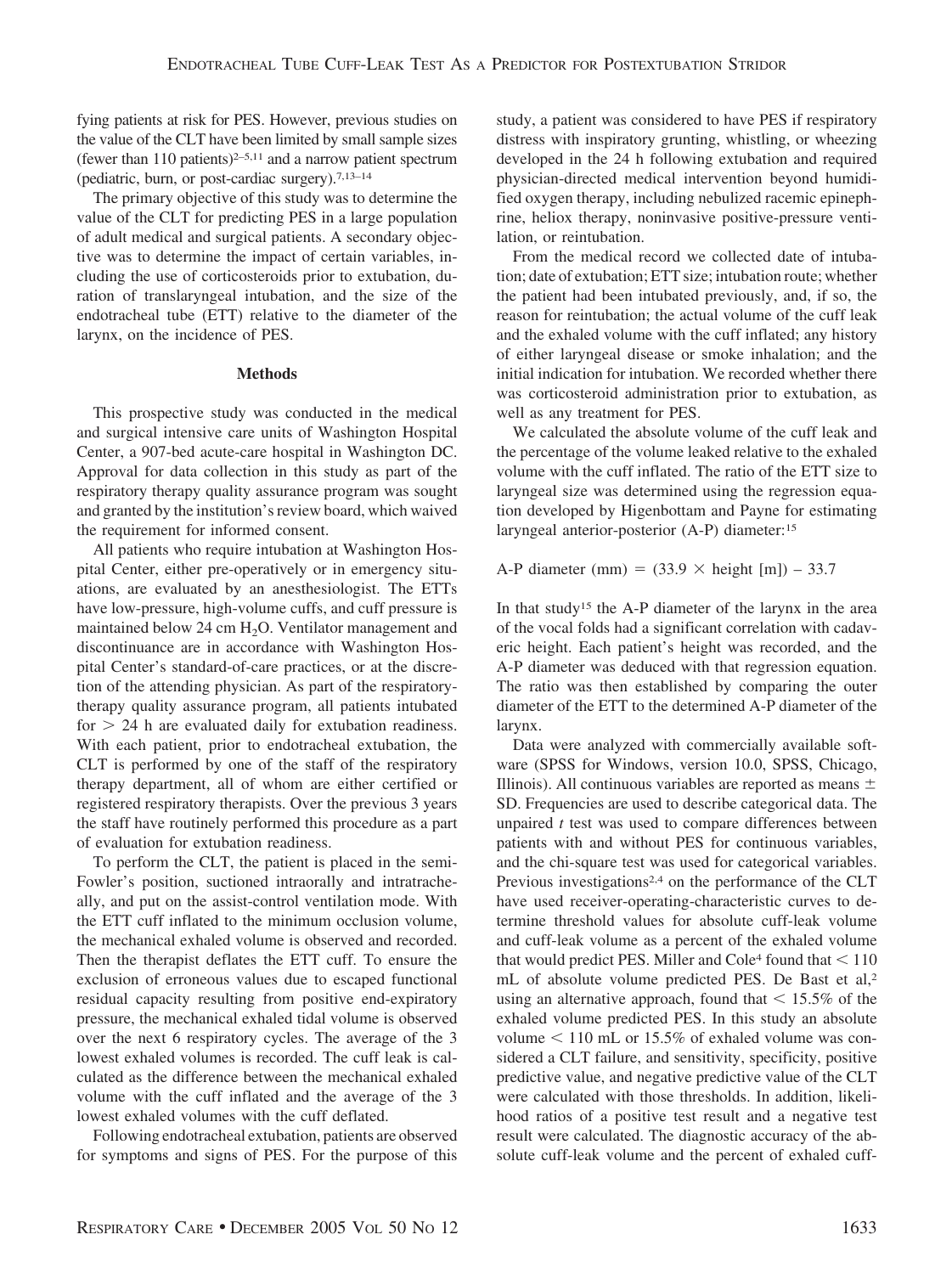fying patients at risk for PES. However, previous studies on the value of the CLT have been limited by small sample sizes (fewer than 110 patients)[2–5,11] and a narrow patient spectrum (pediatric, burn, or post-cardiac surgery).[7,13–14]

The primary objective of this study was to determine the value of the CLT for predicting PES in a large population of adult medical and surgical patients. A secondary objective was to determine the impact of certain variables, including the use of corticosteroids prior to extubation, duration of translaryngeal intubation, and the size of the endotracheal tube (ETT) relative to the diameter of the larynx, on the incidence of PES.

## Methods

This prospective study was conducted in the medical and surgical intensive care units of Washington Hospital Center, a 907-bed acute-care hospital in Washington DC. Approval for data collection in this study as part of the respiratory therapy quality assurance program was sought and granted by the institution's review board, which waived the requirement for informed consent.

All patients who require intubation at Washington Hospital Center, either pre-operatively or in emergency situations, are evaluated by an anesthesiologist. The ETTs have low-pressure, high-volume cuffs, and cuff pressure is maintained below 24 cm $H_2O$. Ventilator management and discontinuance are in accordance with Washington Hospital Center's standard-of-care practices, or at the discretion of the attending physician. As part of the respiratory-therapy quality assurance program, all patients intubated for $> 24$ h are evaluated daily for extubation readiness. With each patient, prior to endotracheal extubation, the CLT is performed by one of the staff of the respiratory therapy department, all of whom are either certified or registered respiratory therapists. Over the previous 3 years the staff have routinely performed this procedure as a part of evaluation for extubation readiness.

To perform the CLT, the patient is placed in the semi-Fowler's position, suctioned intraorally and intratracheally, and put on the assist-control ventilation mode. With the ETT cuff inflated to the minimum occlusion volume, the mechanical exhaled volume is observed and recorded. Then the therapist deflates the ETT cuff. To ensure the exclusion of erroneous values due to escaped functional residual capacity resulting from positive end-expiratory pressure, the mechanical exhaled tidal volume is observed over the next 6 respiratory cycles. The average of the 3 lowest exhaled volumes is recorded. The cuff leak is calculated as the difference between the mechanical exhaled volume with the cuff inflated and the average of the 3 lowest exhaled volumes with the cuff deflated.

Following endotracheal extubation, patients are observed for symptoms and signs of PES. For the purpose of this study, a patient was considered to have PES if respiratory distress with inspiratory grunting, whistling, or wheezing developed in the 24 h following extubation and required physician-directed medical intervention beyond humidified oxygen therapy, including nebulized racemic epinephrine, heliox therapy, noninvasive positive-pressure ventilation, or reintubation.

From the medical record we collected date of intubation; date of extubation; ETT size; intubation route; whether the patient had been intubated previously, and, if so, the reason for reintubation; the actual volume of the cuff leak and the exhaled volume with the cuff inflated; any history of either laryngeal disease or smoke inhalation; and the initial indication for intubation. We recorded whether there was corticosteroid administration prior to extubation, as well as any treatment for PES.

We calculated the absolute volume of the cuff leak and the percentage of the volume leaked relative to the exhaled volume with the cuff inflated. The ratio of the ETT size to laryngeal size was determined using the regression equation developed by Higenbottam and Payne for estimating laryngeal anterior-posterior (A-P) diameter:[15]

$$\text{A-P diameter (mm)} = (33.9 \times \text{height [m]}) - 33.7$$

In that study[15] the A-P diameter of the larynx in the area of the vocal folds had a significant correlation with cadaveric height. Each patient's height was recorded, and the A-P diameter was deduced with that regression equation. The ratio was then established by comparing the outer diameter of the ETT to the determined A-P diameter of the larynx.

Data were analyzed with commercially available software (SPSS for Windows, version 10.0, SPSS, Chicago, Illinois). All continuous variables are reported as means $\pm$ SD. Frequencies are used to describe categorical data. The unpaired *t* test was used to compare differences between patients with and without PES for continuous variables, and the chi-square test was used for categorical variables. Previous investigations[2,4] on the performance of the CLT have used receiver-operating-characteristic curves to determine threshold values for absolute cuff-leak volume and cuff-leak volume as a percent of the exhaled volume that would predict PES. Miller and Cole[4] found that $< 110$ mL of absolute volume predicted PES. De Bast et al,[2] using an alternative approach, found that $< 15.5\%$ of the exhaled volume predicted PES. In this study an absolute volume $< 110$ mL or 15.5% of exhaled volume was considered a CLT failure, and sensitivity, specificity, positive predictive value, and negative predictive value of the CLT were calculated with those thresholds. In addition, likelihood ratios of a positive test result and a negative test result were calculated. The diagnostic accuracy of the absolute cuff-leak volume and the percent of exhaled cuff-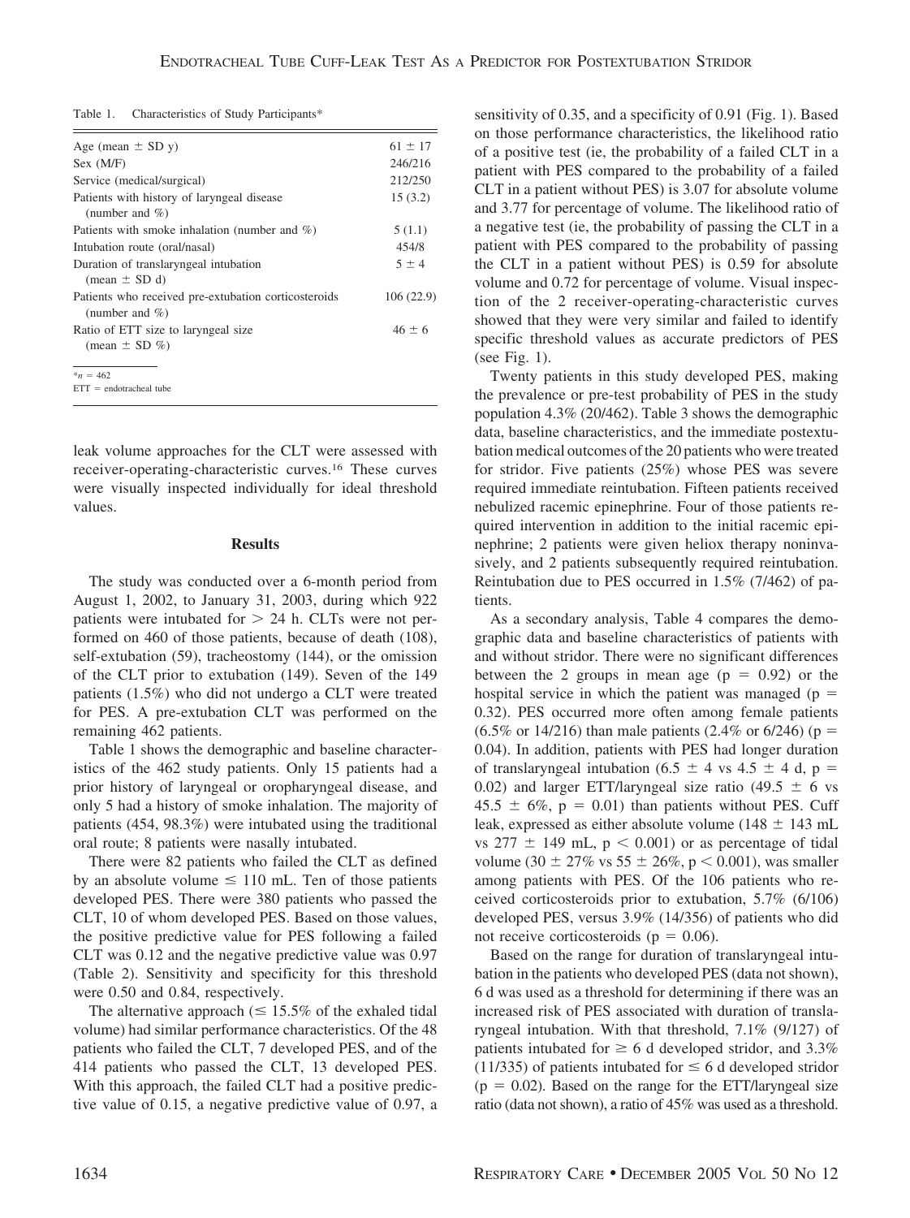Table 1. Characteristics of Study Participants*

| | |
|---|---|
| Age (mean ± SD y) | 61 ± 17 |
| Sex (M/F) | 246/216 |
| Service (medical/surgical) | 212/250 |
| Patients with history of laryngeal disease (number and %) | 15 (3.2) |
| Patients with smoke inhalation (number and %) | 5 (1.1) |
| Intubation route (oral/nasal) | 454/8 |
| Duration of translaryngeal intubation (mean ± SD d) | 5 ± 4 |
| Patients who received pre-extubation corticosteroids (number and %) | 106 (22.9) |
| Ratio of ETT size to laryngeal size (mean ± SD %) | 46 ± 6 |

*$n = 462$
ETT = endotracheal tube

leak volume approaches for the CLT were assessed with receiver-operating-characteristic curves.[16] These curves were visually inspected individually for ideal threshold values.

## Results

The study was conducted over a 6-month period from August 1, 2002, to January 31, 2003, during which 922 patients were intubated for > 24 h. CLTs were not performed on 460 of those patients, because of death (108), self-extubation (59), tracheostomy (144), or the omission of the CLT prior to extubation (149). Seven of the 149 patients (1.5%) who did not undergo a CLT were treated for PES. A pre-extubation CLT was performed on the remaining 462 patients.

Table 1 shows the demographic and baseline characteristics of the 462 study patients. Only 15 patients had a prior history of laryngeal or oropharyngeal disease, and only 5 had a history of smoke inhalation. The majority of patients (454, 98.3%) were intubated using the traditional oral route; 8 patients were nasally intubated.

There were 82 patients who failed the CLT as defined by an absolute volume ≤ 110 mL. Ten of those patients developed PES. There were 380 patients who passed the CLT, 10 of whom developed PES. Based on those values, the positive predictive value for PES following a failed CLT was 0.12 and the negative predictive value was 0.97 (Table 2). Sensitivity and specificity for this threshold were 0.50 and 0.84, respectively.

The alternative approach (≤ 15.5% of the exhaled tidal volume) had similar performance characteristics. Of the 48 patients who failed the CLT, 7 developed PES, and of the 414 patients who passed the CLT, 13 developed PES. With this approach, the failed CLT had a positive predictive value of 0.15, a negative predictive value of 0.97, a sensitivity of 0.35, and a specificity of 0.91 (Fig. 1). Based on those performance characteristics, the likelihood ratio of a positive test (ie, the probability of a failed CLT in a patient with PES compared to the probability of a failed CLT in a patient without PES) is 3.07 for absolute volume and 3.77 for percentage of volume. The likelihood ratio of a negative test (ie, the probability of passing the CLT in a patient with PES compared to the probability of passing the CLT in a patient without PES) is 0.59 for absolute volume and 0.72 for percentage of volume. Visual inspection of the 2 receiver-operating-characteristic curves showed that they were very similar and failed to identify specific threshold values as accurate predictors of PES (see Fig. 1).

Twenty patients in this study developed PES, making the prevalence or pre-test probability of PES in the study population 4.3% (20/462). Table 3 shows the demographic data, baseline characteristics, and the immediate postextubation medical outcomes of the 20 patients who were treated for stridor. Five patients (25%) whose PES was severe required immediate reintubation. Fifteen patients received nebulized racemic epinephrine. Four of those patients required intervention in addition to the initial racemic epinephrine; 2 patients were given heliox therapy noninvasively, and 2 patients subsequently required reintubation. Reintubation due to PES occurred in 1.5% (7/462) of patients.

As a secondary analysis, Table 4 compares the demographic data and baseline characteristics of patients with and without stridor. There were no significant differences between the 2 groups in mean age ($p = 0.92$) or the hospital service in which the patient was managed ($p = 0.32$). PES occurred more often among female patients (6.5% or 14/216) than male patients (2.4% or 6/246) ($p = 0.04$). In addition, patients with PES had longer duration of translaryngeal intubation (6.5 ± 4 vs 4.5 ± 4 d, $p = 0.02$) and larger ETT/laryngeal size ratio (49.5 ± 6 vs 45.5 ± 6%, $p = 0.01$) than patients without PES. Cuff leak, expressed as either absolute volume (148 ± 143 mL vs 277 ± 149 mL, $p < 0.001$) or as percentage of tidal volume (30 ± 27% vs 55 ± 26%, $p < 0.001$), was smaller among patients with PES. Of the 106 patients who received corticosteroids prior to extubation, 5.7% (6/106) developed PES, versus 3.9% (14/356) of patients who did not receive corticosteroids ($p = 0.06$).

Based on the range for duration of translaryngeal intubation in the patients who developed PES (data not shown), 6 d was used as a threshold for determining if there was an increased risk of PES associated with duration of translaryngeal intubation. With that threshold, 7.1% (9/127) of patients intubated for ≥ 6 d developed stridor, and 3.3% (11/335) of patients intubated for ≤ 6 d developed stridor ($p = 0.02$). Based on the range for the ETT/laryngeal size ratio (data not shown), a ratio of 45% was used as a threshold.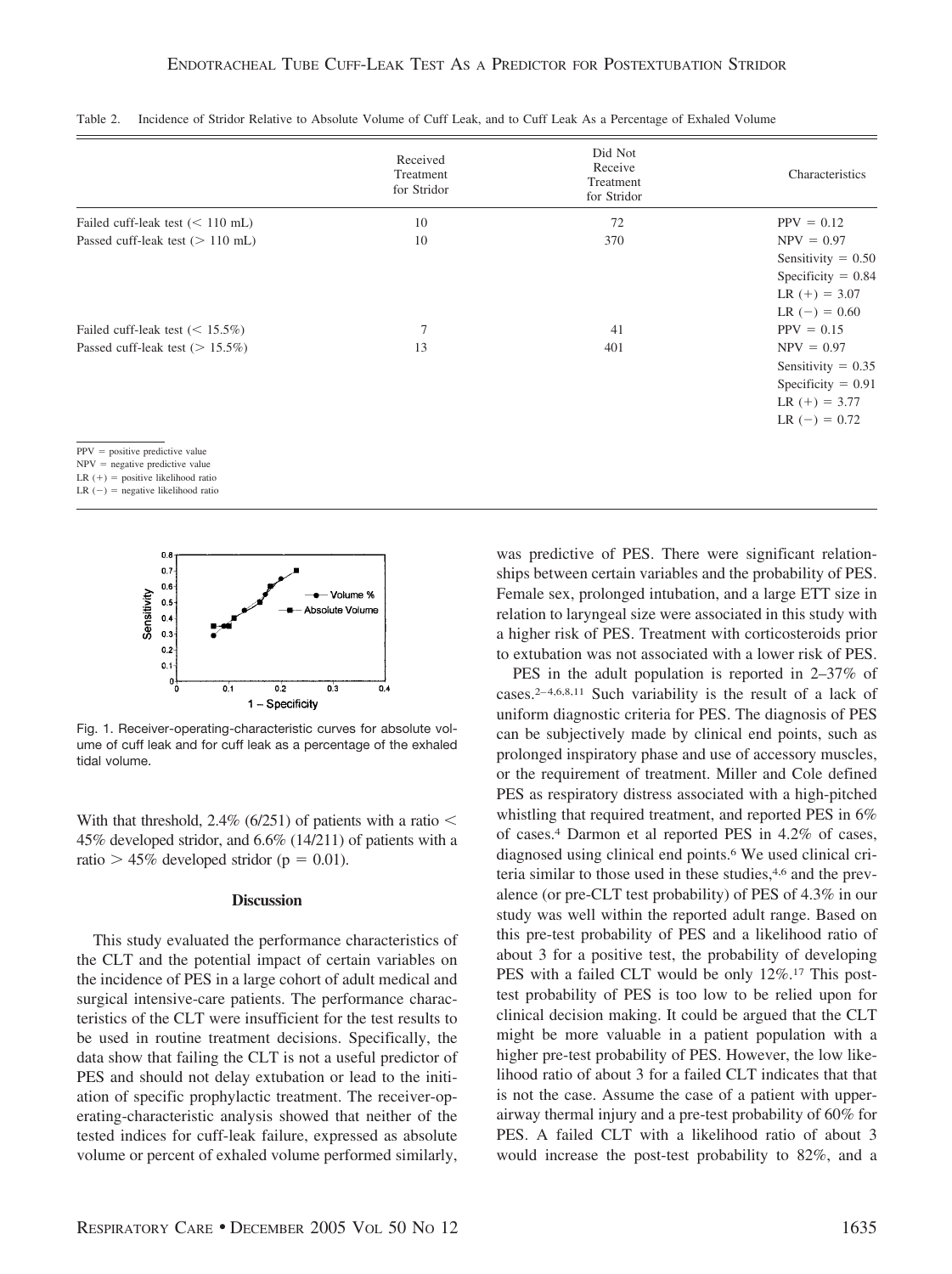Table 2. Incidence of Stridor Relative to Absolute Volume of Cuff Leak, and to Cuff Leak As a Percentage of Exhaled Volume

| | Received Treatment for Stridor | Did Not Receive Treatment for Stridor | Characteristics |
|---|---|---|---|
| Failed cuff-leak test (< 110 mL) | 10 | 72 | PPV = 0.12 |
| Passed cuff-leak test (> 110 mL) | 10 | 370 | NPV = 0.97 |
| | | | Sensitivity = 0.50 |
| | | | Specificity = 0.84 |
| | | | LR (+) = 3.07 |
| | | | LR (−) = 0.60 |
| Failed cuff-leak test (< 15.5%) | 7 | 41 | PPV = 0.15 |
| Passed cuff-leak test (> 15.5%) | 13 | 401 | NPV = 0.97 |
| | | | Sensitivity = 0.35 |
| | | | Specificity = 0.91 |
| | | | LR (+) = 3.77 |
| | | | LR (−) = 0.72 |

PPV = positive predictive value
NPV = negative predictive value
LR (+) = positive likelihood ratio
LR (−) = negative likelihood ratio

Fig. 1. Receiver-operating-characteristic curves for absolute volume of cuff leak and for cuff leak as a percentage of the exhaled tidal volume.

With that threshold, 2.4% (6/251) of patients with a ratio < 45% developed stridor, and 6.6% (14/211) of patients with a ratio > 45% developed stridor ($p = 0.01$).

## Discussion

This study evaluated the performance characteristics of the CLT and the potential impact of certain variables on the incidence of PES in a large cohort of adult medical and surgical intensive-care patients. The performance characteristics of the CLT were insufficient for the test results to be used in routine treatment decisions. Specifically, the data show that failing the CLT is not a useful predictor of PES and should not delay extubation or lead to the initiation of specific prophylactic treatment. The receiver-operating-characteristic analysis showed that neither of the tested indices for cuff-leak failure, expressed as absolute volume or percent of exhaled volume performed similarly, was predictive of PES. There were significant relationships between certain variables and the probability of PES. Female sex, prolonged intubation, and a large ETT size in relation to laryngeal size were associated in this study with a higher risk of PES. Treatment with corticosteroids prior to extubation was not associated with a lower risk of PES.

PES in the adult population is reported in 2–37% of cases.[2–4,6,8,11] Such variability is the result of a lack of uniform diagnostic criteria for PES. The diagnosis of PES can be subjectively made by clinical end points, such as prolonged inspiratory phase and use of accessory muscles, or the requirement of treatment. Miller and Cole defined PES as respiratory distress associated with a high-pitched whistling that required treatment, and reported PES in 6% of cases.[4] Darmon et al reported PES in 4.2% of cases, diagnosed using clinical end points.[6] We used clinical criteria similar to those used in these studies,[4,6] and the prevalence (or pre-CLT test probability) of PES of 4.3% in our study was well within the reported adult range. Based on this pre-test probability of PES and a likelihood ratio of about 3 for a positive test, the probability of developing PES with a failed CLT would be only 12%.[17] This post-test probability of PES is too low to be relied upon for clinical decision making. It could be argued that the CLT might be more valuable in a patient population with a higher pre-test probability of PES. However, the low likelihood ratio of about 3 for a failed CLT indicates that that is not the case. Assume the case of a patient with upper-airway thermal injury and a pre-test probability of 60% for PES. A failed CLT with a likelihood ratio of about 3 would increase the post-test probability to 82%, and a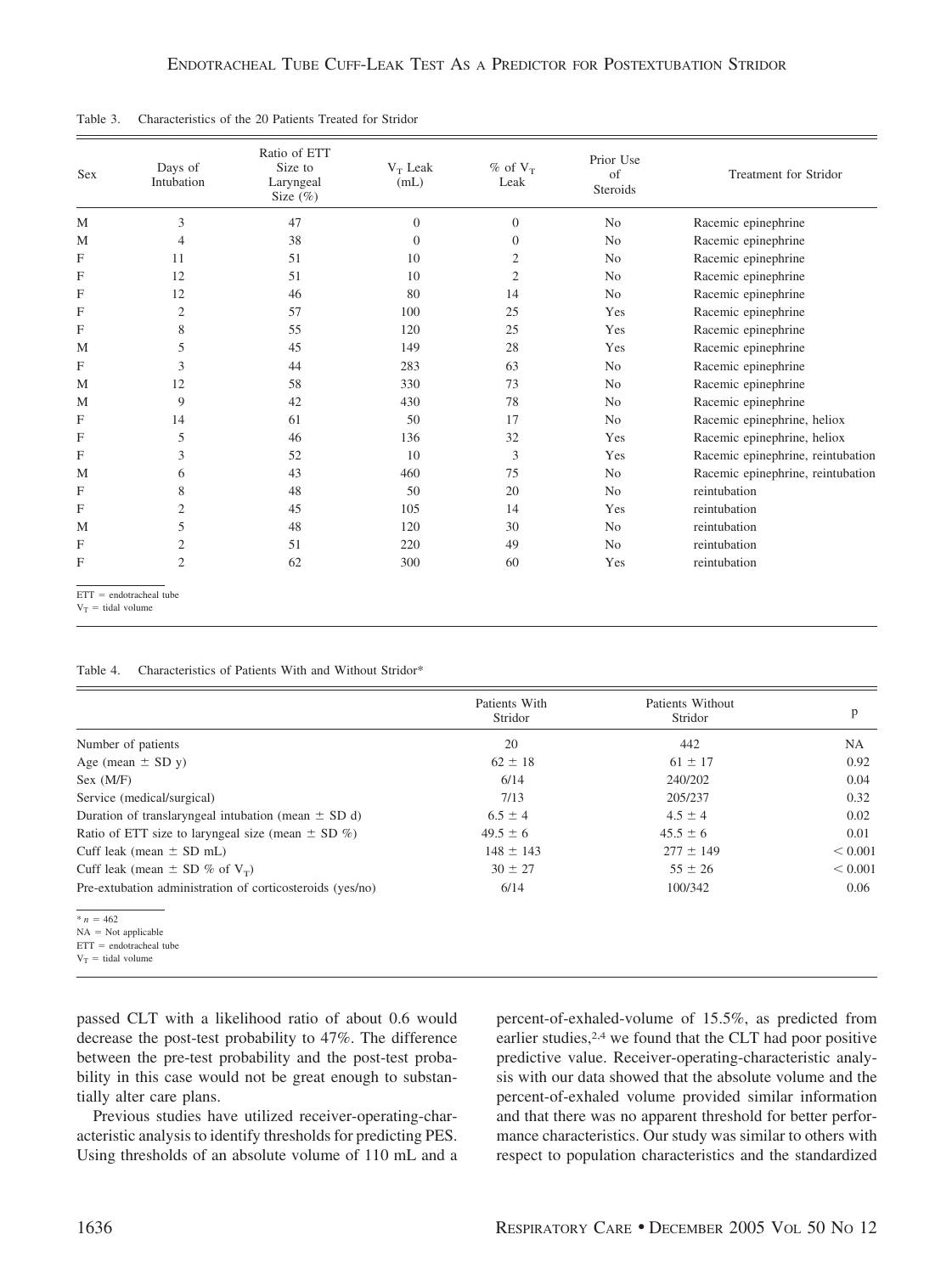Table 3. Characteristics of the 20 Patients Treated for Stridor

| Sex | Days of Intubation | Ratio of ETT Size to Laryngeal Size (%) | $V_T$ Leak (mL) | % of $V_T$ Leak | Prior Use of Steroids | Treatment for Stridor |
|---|---|---|---|---|---|---|
| M | 3 | 47 | 0 | 0 | No | Racemic epinephrine |
| M | 4 | 38 | 0 | 0 | No | Racemic epinephrine |
| F | 11 | 51 | 10 | 2 | No | Racemic epinephrine |
| F | 12 | 51 | 10 | 2 | No | Racemic epinephrine |
| F | 12 | 46 | 80 | 14 | No | Racemic epinephrine |
| F | 2 | 57 | 100 | 25 | Yes | Racemic epinephrine |
| F | 8 | 55 | 120 | 25 | Yes | Racemic epinephrine |
| M | 5 | 45 | 149 | 28 | Yes | Racemic epinephrine |
| F | 3 | 44 | 283 | 63 | No | Racemic epinephrine |
| M | 12 | 58 | 330 | 73 | No | Racemic epinephrine |
| M | 9 | 42 | 430 | 78 | No | Racemic epinephrine |
| F | 14 | 61 | 50 | 17 | No | Racemic epinephrine, heliox |
| F | 5 | 46 | 136 | 32 | Yes | Racemic epinephrine, heliox |
| F | 3 | 52 | 10 | 3 | Yes | Racemic epinephrine, reintubation |
| M | 6 | 43 | 460 | 75 | No | Racemic epinephrine, reintubation |
| F | 8 | 48 | 50 | 20 | No | reintubation |
| F | 2 | 45 | 105 | 14 | Yes | reintubation |
| M | 5 | 48 | 120 | 30 | No | reintubation |
| F | 2 | 51 | 220 | 49 | No | reintubation |
| F | 2 | 62 | 300 | 60 | Yes | reintubation |

ETT = endotracheal tube
$V_T$ = tidal volume

Table 4. Characteristics of Patients With and Without Stridor*

| | Patients With Stridor | Patients Without Stridor | p |
|---|---|---|---|
| Number of patients | 20 | 442 | NA |
| Age (mean ± SD y) | 62 ± 18 | 61 ± 17 | 0.92 |
| Sex (M/F) | 6/14 | 240/202 | 0.04 |
| Service (medical/surgical) | 7/13 | 205/237 | 0.32 |
| Duration of translaryngeal intubation (mean ± SD d) | 6.5 ± 4 | 4.5 ± 4 | 0.02 |
| Ratio of ETT size to laryngeal size (mean ± SD %) | 49.5 ± 6 | 45.5 ± 6 | 0.01 |
| Cuff leak (mean ± SD mL) | 148 ± 143 | 277 ± 149 | < 0.001 |
| Cuff leak (mean ± SD % of $V_T$) | 30 ± 27 | 55 ± 26 | < 0.001 |
| Pre-extubation administration of corticosteroids (yes/no) | 6/14 | 100/342 | 0.06 |

* $n = 462$
NA = Not applicable
ETT = endotracheal tube
$V_T$ = tidal volume

passed CLT with a likelihood ratio of about 0.6 would decrease the post-test probability to 47%. The difference between the pre-test probability and the post-test probability in this case would not be great enough to substantially alter care plans.

Previous studies have utilized receiver-operating-characteristic analysis to identify thresholds for predicting PES. Using thresholds of an absolute volume of 110 mL and a percent-of-exhaled-volume of 15.5%, as predicted from earlier studies,[2,4] we found that the CLT had poor positive predictive value. Receiver-operating-characteristic analysis with our data showed that the absolute volume and the percent-of-exhaled volume provided similar information and that there was no apparent threshold for better performance characteristics. Our study was similar to others with respect to population characteristics and the standardized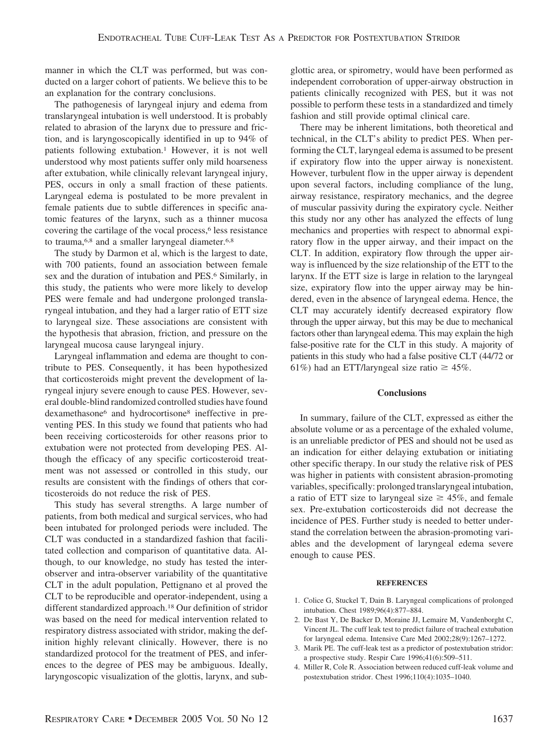manner in which the CLT was performed, but was conducted on a larger cohort of patients. We believe this to be an explanation for the contrary conclusions.

The pathogenesis of laryngeal injury and edema from translaryngeal intubation is well understood. It is probably related to abrasion of the larynx due to pressure and friction, and is laryngoscopically identified in up to 94% of patients following extubation.[1] However, it is not well understood why most patients suffer only mild hoarseness after extubation, while clinically relevant laryngeal injury, PES, occurs in only a small fraction of these patients. Laryngeal edema is postulated to be more prevalent in female patients due to subtle differences in specific anatomic features of the larynx, such as a thinner mucosa covering the cartilage of the vocal process,[6] less resistance to trauma,[6,8] and a smaller laryngeal diameter.[6,8]

The study by Darmon et al, which is the largest to date, with 700 patients, found an association between female sex and the duration of intubation and PES.[6] Similarly, in this study, the patients who were more likely to develop PES were female and had undergone prolonged translaryngeal intubation, and they had a larger ratio of ETT size to laryngeal size. These associations are consistent with the hypothesis that abrasion, friction, and pressure on the laryngeal mucosa cause laryngeal injury.

Laryngeal inflammation and edema are thought to contribute to PES. Consequently, it has been hypothesized that corticosteroids might prevent the development of laryngeal injury severe enough to cause PES. However, several double-blind randomized controlled studies have found dexamethasone[6] and hydrocortisone[8] ineffective in preventing PES. In this study we found that patients who had been receiving corticosteroids for other reasons prior to extubation were not protected from developing PES. Although the efficacy of any specific corticosteroid treatment was not assessed or controlled in this study, our results are consistent with the findings of others that corticosteroids do not reduce the risk of PES.

This study has several strengths. A large number of patients, from both medical and surgical services, who had been intubated for prolonged periods were included. The CLT was conducted in a standardized fashion that facilitated collection and comparison of quantitative data. Although, to our knowledge, no study has tested the interobserver and intra-observer variability of the quantitative CLT in the adult population, Pettignano et al proved the CLT to be reproducible and operator-independent, using a different standardized approach.[18] Our definition of stridor was based on the need for medical intervention related to respiratory distress associated with stridor, making the definition highly relevant clinically. However, there is no standardized protocol for the treatment of PES, and inferences to the degree of PES may be ambiguous. Ideally, laryngoscopic visualization of the glottis, larynx, and subglottic area, or spirometry, would have been performed as independent corroboration of upper-airway obstruction in patients clinically recognized with PES, but it was not possible to perform these tests in a standardized and timely fashion and still provide optimal clinical care.

There may be inherent limitations, both theoretical and technical, in the CLT's ability to predict PES. When performing the CLT, laryngeal edema is assumed to be present if expiratory flow into the upper airway is nonexistent. However, turbulent flow in the upper airway is dependent upon several factors, including compliance of the lung, airway resistance, respiratory mechanics, and the degree of muscular passivity during the expiratory cycle. Neither this study nor any other has analyzed the effects of lung mechanics and properties with respect to abnormal expiratory flow in the upper airway, and their impact on the CLT. In addition, expiratory flow through the upper airway is influenced by the size relationship of the ETT to the larynx. If the ETT size is large in relation to the laryngeal size, expiratory flow into the upper airway may be hindered, even in the absence of laryngeal edema. Hence, the CLT may accurately identify decreased expiratory flow through the upper airway, but this may be due to mechanical factors other than laryngeal edema. This may explain the high false-positive rate for the CLT in this study. A majority of patients in this study who had a false positive CLT (44/72 or 61%) had an ETT/laryngeal size ratio $\geq$ 45%.

## Conclusions

In summary, failure of the CLT, expressed as either the absolute volume or as a percentage of the exhaled volume, is an unreliable predictor of PES and should not be used as an indication for either delaying extubation or initiating other specific therapy. In our study the relative risk of PES was higher in patients with consistent abrasion-promoting variables, specifically: prolonged translaryngeal intubation, a ratio of ETT size to laryngeal size $\geq$ 45%, and female sex. Pre-extubation corticosteroids did not decrease the incidence of PES. Further study is needed to better understand the correlation between the abrasion-promoting variables and the development of laryngeal edema severe enough to cause PES.

## REFERENCES

1. Colice G, Stuckel T, Dain B. Laryngeal complications of prolonged intubation. Chest 1989;96(4):877–884.
2. De Bast Y, De Backer D, Moraine JJ, Lemaire M, Vandenborght C, Vincent JL. The cuff leak test to predict failure of tracheal extubation for laryngeal edema. Intensive Care Med 2002;28(9):1267–1272.
3. Marik PE. The cuff-leak test as a predictor of postextubation stridor: a prospective study. Respir Care 1996;41(6):509–511.
4. Miller R, Cole R. Association between reduced cuff-leak volume and postextubation stridor. Chest 1996;110(4):1035–1040.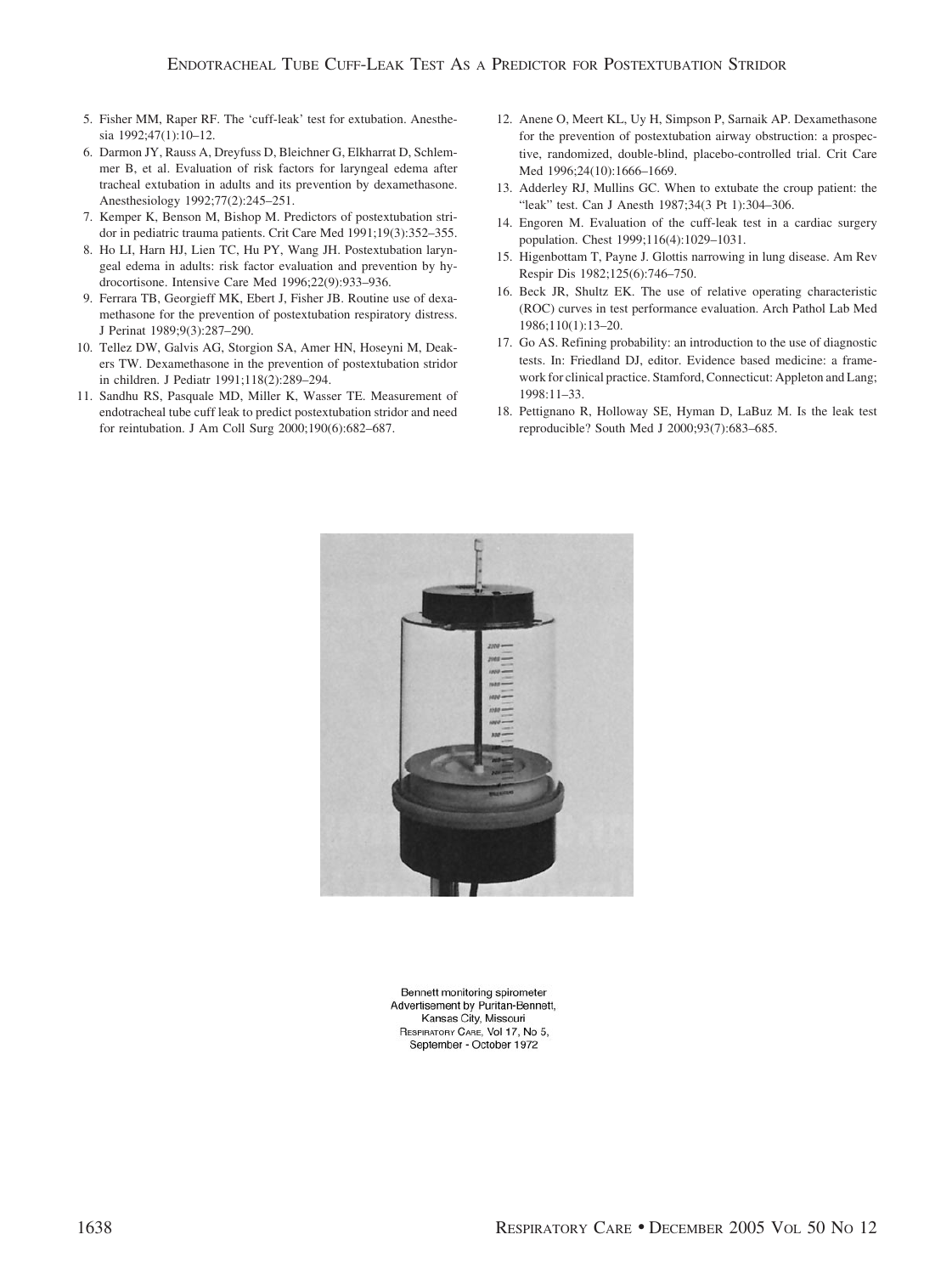5. Fisher MM, Raper RF. The 'cuff-leak' test for extubation. Anesthesia 1992;47(1):10–12.
6. Darmon JY, Rauss A, Dreyfuss D, Bleichner G, Elkharrat D, Schlemmer B, et al. Evaluation of risk factors for laryngeal edema after tracheal extubation in adults and its prevention by dexamethasone. Anesthesiology 1992;77(2):245–251.
7. Kemper K, Benson M, Bishop M. Predictors of postextubation stridor in pediatric trauma patients. Crit Care Med 1991;19(3):352–355.
8. Ho LI, Harn HJ, Lien TC, Hu PY, Wang JH. Postextubation laryngeal edema in adults: risk factor evaluation and prevention by hydrocortisone. Intensive Care Med 1996;22(9):933–936.
9. Ferrara TB, Georgieff MK, Ebert J, Fisher JB. Routine use of dexamethasone for the prevention of postextubation respiratory distress. J Perinat 1989;9(3):287–290.
10. Tellez DW, Galvis AG, Storgion SA, Amer HN, Hoseyni M, Deakers TW. Dexamethasone in the prevention of postextubation stridor in children. J Pediatr 1991;118(2):289–294.
11. Sandhu RS, Pasquale MD, Miller K, Wasser TE. Measurement of endotracheal tube cuff leak to predict postextubation stridor and need for reintubation. J Am Coll Surg 2000;190(6):682–687.
12. Anene O, Meert KL, Uy H, Simpson P, Sarnaik AP. Dexamethasone for the prevention of postextubation airway obstruction: a prospective, randomized, double-blind, placebo-controlled trial. Crit Care Med 1996;24(10):1666–1669.
13. Adderley RJ, Mullins GC. When to extubate the croup patient: the "leak" test. Can J Anesth 1987;34(3 Pt 1):304–306.
14. Engoren M. Evaluation of the cuff-leak test in a cardiac surgery population. Chest 1999;116(4):1029–1031.
15. Higenbottam T, Payne J. Glottis narrowing in lung disease. Am Rev Respir Dis 1982;125(6):746–750.
16. Beck JR, Shultz EK. The use of relative operating characteristic (ROC) curves in test performance evaluation. Arch Pathol Lab Med 1986;110(1):13–20.
17. Go AS. Refining probability: an introduction to the use of diagnostic tests. In: Friedland DJ, editor. Evidence based medicine: a framework for clinical practice. Stamford, Connecticut: Appleton and Lang; 1998:11–33.
18. Pettignano R, Holloway SE, Hyman D, LaBuz M. Is the leak test reproducible? South Med J 2000;93(7):683–685.

Bennett monitoring spirometer
Advertisement by Puritan-Bennett,
Kansas City, Missouri
Respiratory Care, Vol 17, No 5,
September - October 1972